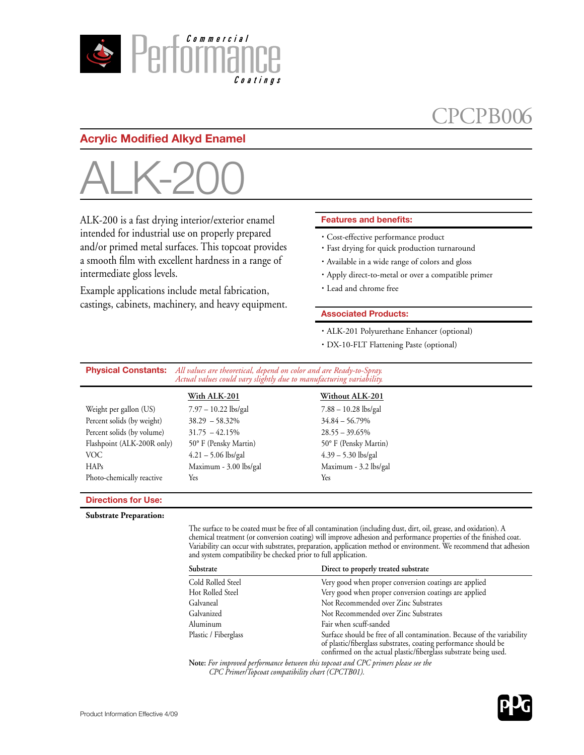Commercial Performance Coatings

CPCPB006

## Acrylic Modified Alkyd Enamel

# ALK-200

ALK-200 is a fast drying interior/exterior enamel intended for industrial use on properly prepared and/or primed metal surfaces. This topcoat provides a smooth film with excellent hardness in a range of intermediate gloss levels.

Example applications include metal fabrication, castings, cabinets, machinery, and heavy equipment.

### Features and benefits:

- Cost-effective performance product
- Fast drying for quick production turnaround
- Available in a wide range of colors and gloss
- Apply direct-to-metal or over a compatible primer
- Lead and chrome free

### Associated Products:

- ALK-201 Polyurethane Enhancer (optional)
- DX-10-FLT Flattening Paste (optional)

### Physical Constants:

*All values are theoretical, depend on color and are Ready-to-Spray. Actual values could vary slightly due to manufacturing variability.*

| | With ALK-201 | Without ALK-201 |
|---|---|---|
| Weight per gallon (US) | 7.97 – 10.22 lbs/gal | 7.88 – 10.28 lbs/gal |
| Percent solids (by weight) | 38.29 – 58.32% | 34.84 – 56.79% |
| Percent solids (by volume) | 31.75 – 42.15% | 28.55 – 39.65% |
| Flashpoint (ALK-200R only) | 50° F (Pensky Martin) | 50° F (Pensky Martin) |
| VOC | 4.21 – 5.06 lbs/gal | 4.39 – 5.30 lbs/gal |
| HAPs | Maximum - 3.00 lbs/gal | Maximum - 3.2 lbs/gal |
| Photo-chemically reactive | Yes | Yes |

### Directions for Use:

**Substrate Preparation:**

The surface to be coated must be free of all contamination (including dust, dirt, oil, grease, and oxidation). A chemical treatment (or conversion coating) will improve adhesion and performance properties of the finished coat. Variability can occur with substrates, preparation, application method or environment. We recommend that adhesion and system compatibility be checked prior to full application.

| Substrate | Direct to properly treated substrate |
|---|---|
| Cold Rolled Steel | Very good when proper conversion coatings are applied |
| Hot Rolled Steel | Very good when proper conversion coatings are applied |
| Galvaneal | Not Recommended over Zinc Substrates |
| Galvanized | Not Recommended over Zinc Substrates |
| Aluminum | Fair when scuff-sanded |
| Plastic / Fiberglass | Surface should be free of all contamination. Because of the variability of plastic/fiberglass substrates, coating performance should be confirmed on the actual plastic/fiberglass substrate being used. |

**Note:** *For improved performance between this topcoat and CPC primers please see the CPC Primer/Topcoat compatibility chart (CPCTB01).*

Product Information Effective 4/09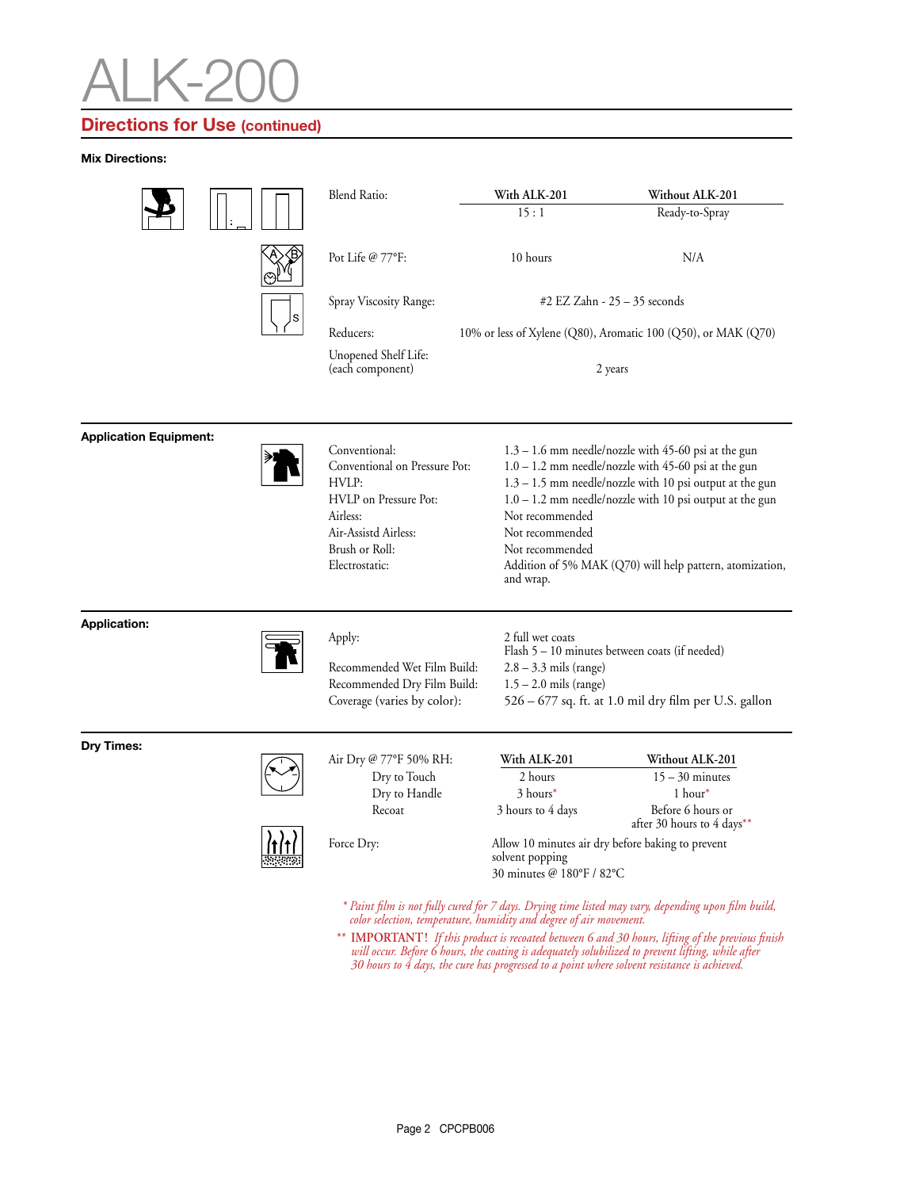# ALK-200

## Directions for Use (continued)

**Mix Directions:**

| | With ALK-201 | Without ALK-201 |
|---|---|---|
| Blend Ratio: | 15 : 1 | Ready-to-Spray |
| Pot Life @ 77°F: | 10 hours | N/A |
| Spray Viscosity Range: | #2 EZ Zahn - 25 – 35 seconds | |
| Reducers: | 10% or less of Xylene (Q80), Aromatic 100 (Q50), or MAK (Q70) | |
| Unopened Shelf Life: (each component) | 2 years | |

**Application Equipment:**

| | |
|---|---|
| Conventional: | 1.3 – 1.6 mm needle/nozzle with 45-60 psi at the gun |
| Conventional on Pressure Pot: | 1.0 – 1.2 mm needle/nozzle with 45-60 psi at the gun |
| HVLP: | 1.3 – 1.5 mm needle/nozzle with 10 psi output at the gun |
| HVLP on Pressure Pot: | 1.0 – 1.2 mm needle/nozzle with 10 psi output at the gun |
| Airless: | Not recommended |
| Air-Assistd Airless: | Not recommended |
| Brush or Roll: | Not recommended |
| Electrostatic: | Addition of 5% MAK (Q70) will help pattern, atomization, and wrap. |

**Application:**

| | |
|---|---|
| Apply: | 2 full wet coats<br>Flash 5 – 10 minutes between coats (if needed) |
| Recommended Wet Film Build: | 2.8 – 3.3 mils (range) |
| Recommended Dry Film Build: | 1.5 – 2.0 mils (range) |
| Coverage (varies by color): | 526 – 677 sq. ft. at 1.0 mil dry film per U.S. gallon |

**Dry Times:**

| Air Dry @ 77°F 50% RH: | With ALK-201 | Without ALK-201 |
|---|---|---|
| Dry to Touch | 2 hours | 15 – 30 minutes |
| Dry to Handle | 3 hours* | 1 hour* |
| Recoat | 3 hours to 4 days | Before 6 hours or after 30 hours to 4 days** |

Force Dry: Allow 10 minutes air dry before baking to prevent solvent popping
30 minutes @ 180°F / 82°C

*\* Paint film is not fully cured for 7 days. Drying time listed may vary, depending upon film build, color selection, temperature, humidity and degree of air movement.*

\*\* IMPORTANT! *If this product is recoated between 6 and 30 hours, lifting of the previous finish will occur. Before 6 hours, the coating is adequately solubilized to prevent lifting, while after 30 hours to 4 days, the cure has progressed to a point where solvent resistance is achieved.*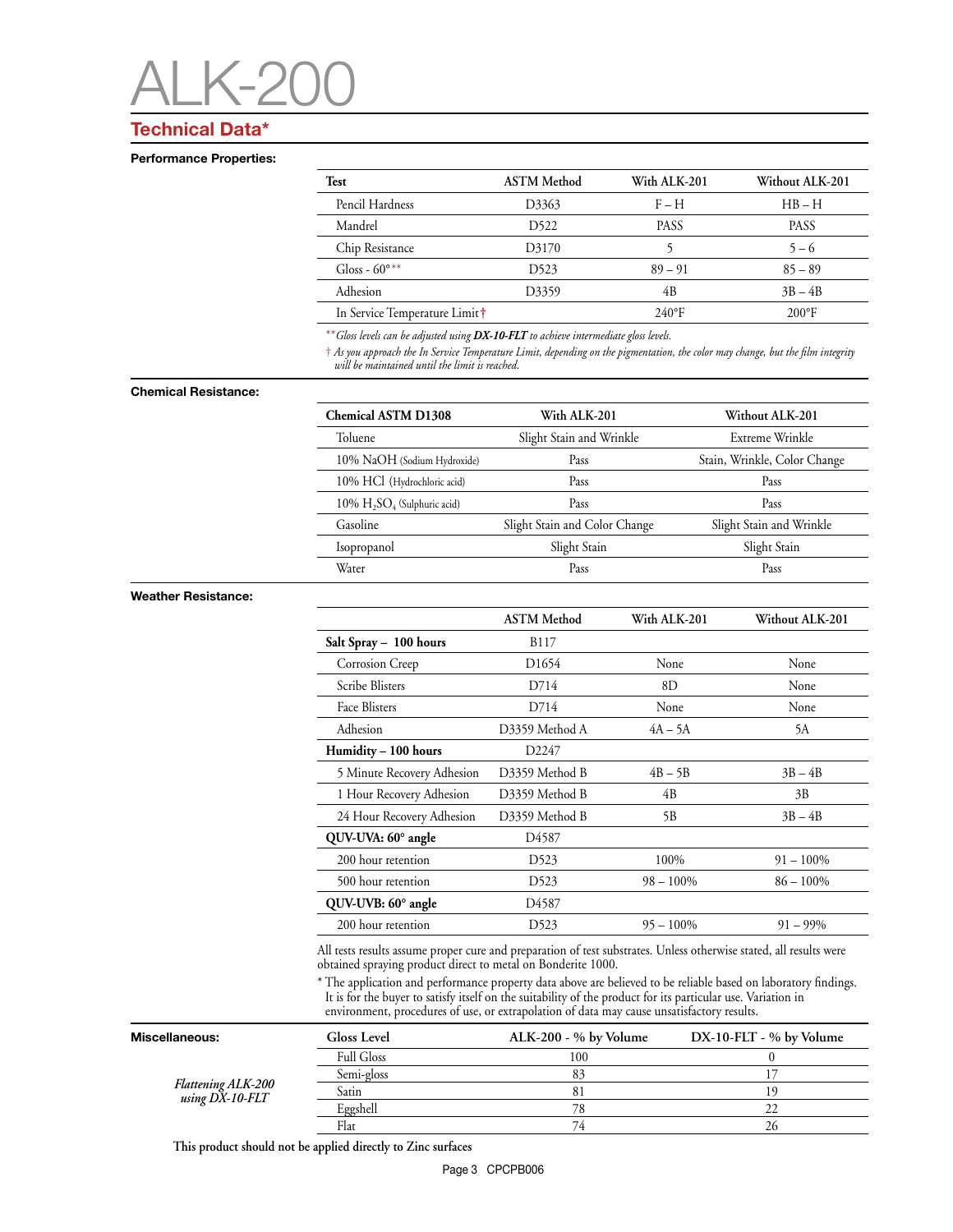# ALK-200

## Technical Data*

### Performance Properties:

| Test | ASTM Method | With ALK-201 | Without ALK-201 |
|---|---|---|---|
| Pencil Hardness | D3363 | F – H | HB – H |
| Mandrel | D522 | PASS | PASS |
| Chip Resistance | D3170 | 5 | 5 – 6 |
| Gloss - 60°** | D523 | 89 – 91 | 85 – 89 |
| Adhesion | D3359 | 4B | 3B – 4B |
| In Service Temperature Limit † | | 240°F | 200°F |

*** Gloss levels can be adjusted using **DX-10-FLT** to achieve intermediate gloss levels.*

*† As you approach the In Service Temperature Limit, depending on the pigmentation, the color may change, but the film integrity will be maintained until the limit is reached.*

### Chemical Resistance:

| Chemical ASTM D1308 | With ALK-201 | Without ALK-201 |
|---|---|---|
| Toluene | Slight Stain and Wrinkle | Extreme Wrinkle |
| 10% NaOH (Sodium Hydroxide) | Pass | Stain, Wrinkle, Color Change |
| 10% HCl (Hydrochloric acid) | Pass | Pass |
| 10% $H_2SO_4$ (Sulphuric acid) | Pass | Pass |
| Gasoline | Slight Stain and Color Change | Slight Stain and Wrinkle |
| Isopropanol | Slight Stain | Slight Stain |
| Water | Pass | Pass |

### Weather Resistance:

| | ASTM Method | With ALK-201 | Without ALK-201 |
|---|---|---|---|
| **Salt Spray – 100 hours** | B117 | | |
| Corrosion Creep | D1654 | None | None |
| Scribe Blisters | D714 | 8D | None |
| Face Blisters | D714 | None | None |
| Adhesion | D3359 Method A | 4A – 5A | 5A |
| **Humidity – 100 hours** | D2247 | | |
| 5 Minute Recovery Adhesion | D3359 Method B | 4B – 5B | 3B – 4B |
| 1 Hour Recovery Adhesion | D3359 Method B | 4B | 3B |
| 24 Hour Recovery Adhesion | D3359 Method B | 5B | 3B – 4B |
| **QUV-UVA: 60° angle** | D4587 | | |
| 200 hour retention | D523 | 100% | 91 – 100% |
| 500 hour retention | D523 | 98 – 100% | 86 – 100% |
| **QUV-UVB: 60° angle** | D4587 | | |
| 200 hour retention | D523 | 95 – 100% | 91 – 99% |

All tests results assume proper cure and preparation of test substrates. Unless otherwise stated, all results were obtained spraying product direct to metal on Bonderite 1000.

* The application and performance property data above are believed to be reliable based on laboratory findings. It is for the buyer to satisfy itself on the suitability of the product for its particular use. Variation in environment, procedures of use, or extrapolation of data may cause unsatisfactory results.

### Miscellaneous:

*Flattening ALK-200 using DX-10-FLT*

| Gloss Level | ALK-200 - % by Volume | DX-10-FLT - % by Volume |
|---|---|---|
| Full Gloss | 100 | 0 |
| Semi-gloss | 83 | 17 |
| Satin | 81 | 19 |
| Eggshell | 78 | 22 |
| Flat | 74 | 26 |

**This product should not be applied directly to Zinc surfaces**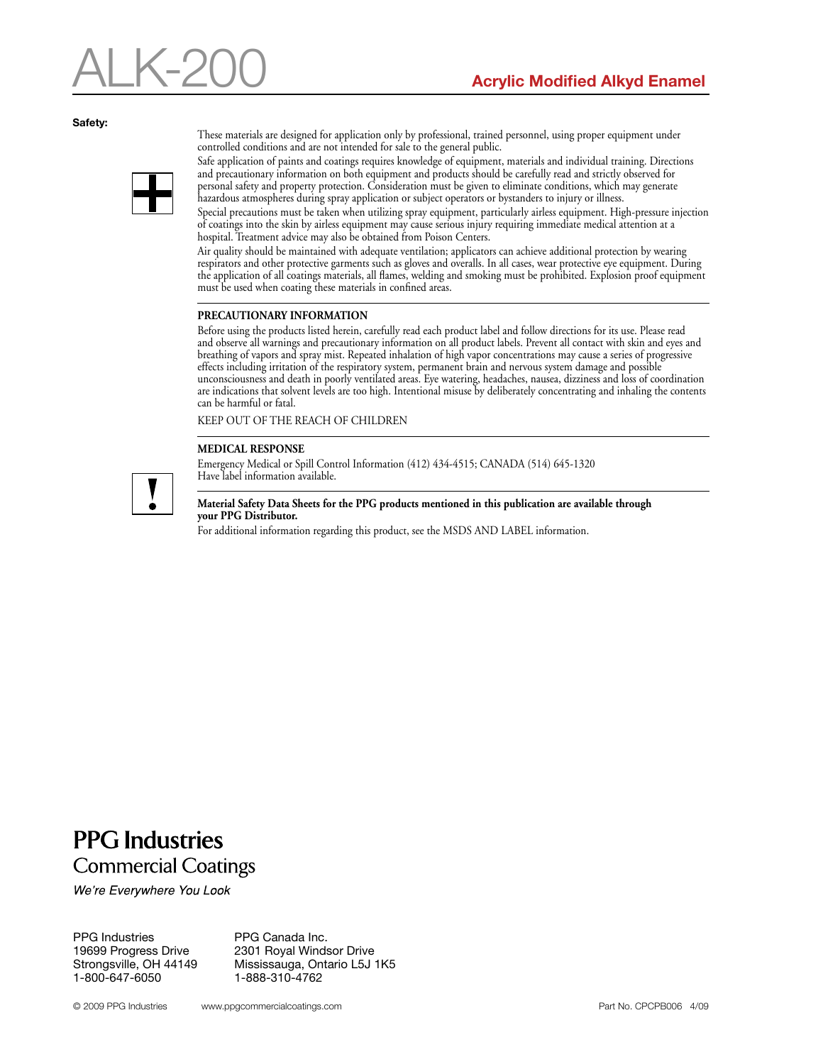# ALK-200

## Acrylic Modified Alkyd Enamel

**Safety:**

These materials are designed for application only by professional, trained personnel, using proper equipment under controlled conditions and are not intended for sale to the general public.

Safe application of paints and coatings requires knowledge of equipment, materials and individual training. Directions and precautionary information on both equipment and products should be carefully read and strictly observed for personal safety and property protection. Consideration must be given to eliminate conditions, which may generate hazardous atmospheres during spray application or subject operators or bystanders to injury or illness.

Special precautions must be taken when utilizing spray equipment, particularly airless equipment. High-pressure injection of coatings into the skin by airless equipment may cause serious injury requiring immediate medical attention at a hospital. Treatment advice may also be obtained from Poison Centers.

Air quality should be maintained with adequate ventilation; applicators can achieve additional protection by wearing respirators and other protective garments such as gloves and overalls. In all cases, wear protective eye equipment. During the application of all coatings materials, all flames, welding and smoking must be prohibited. Explosion proof equipment must be used when coating these materials in confined areas.

**PRECAUTIONARY INFORMATION**

Before using the products listed herein, carefully read each product label and follow directions for its use. Please read and observe all warnings and precautionary information on all product labels. Prevent all contact with skin and eyes and breathing of vapors and spray mist. Repeated inhalation of high vapor concentrations may cause a series of progressive effects including irritation of the respiratory system, permanent brain and nervous system damage and possible unconsciousness and death in poorly ventilated areas. Eye watering, headaches, nausea, dizziness and loss of coordination are indications that solvent levels are too high. Intentional misuse by deliberately concentrating and inhaling the contents can be harmful or fatal.

KEEP OUT OF THE REACH OF CHILDREN

**MEDICAL RESPONSE**

Emergency Medical or Spill Control Information (412) 434-4515; CANADA (514) 645-1320
Have label information available.

**Material Safety Data Sheets for the PPG products mentioned in this publication are available through your PPG Distributor.**

For additional information regarding this product, see the MSDS AND LABEL information.

**PPG Industries**
Commercial Coatings
*We're Everywhere You Look*

PPG Industries
19699 Progress Drive
Strongsville, OH 44149
1-800-647-6050

PPG Canada Inc.
2301 Royal Windsor Drive
Mississauga, Ontario L5J 1K5
1-888-310-4762

© 2009 PPG Industries www.ppgcommercialcoatings.com Part No. CPCPB006 4/09